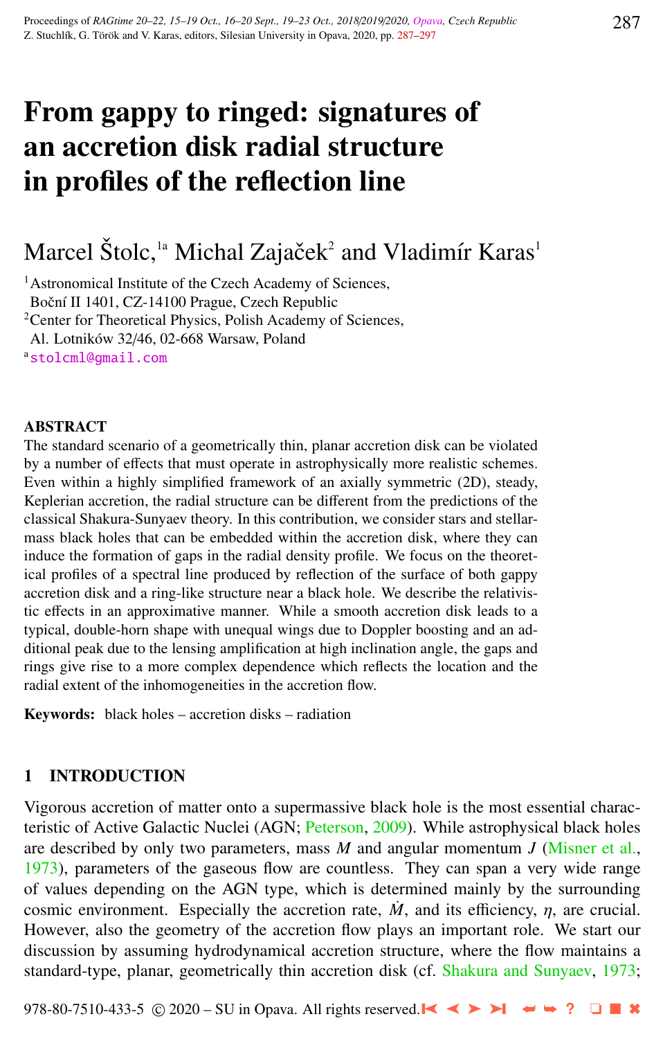# From gappy to ringed: signatures of an accretion disk radial structure in profiles of the reflection line

Marcel Štolc,[1a] Michal Zajaček[2] and Vladimír Karas[1]

[1] Astronomical Institute of the Czech Academy of Sciences, Boční II 1401, CZ-14100 Prague, Czech Republic

[2] Center for Theoretical Physics, Polish Academy of Sciences, Al. Lotników 32/46, 02-668 Warsaw, Poland

[a] stolcml@gmail.com

## ABSTRACT

The standard scenario of a geometrically thin, planar accretion disk can be violated by a number of effects that must operate in astrophysically more realistic schemes. Even within a highly simplified framework of an axially symmetric (2D), steady, Keplerian accretion, the radial structure can be different from the predictions of the classical Shakura-Sunyaev theory. In this contribution, we consider stars and stellar-mass black holes that can be embedded within the accretion disk, where they can induce the formation of gaps in the radial density profile. We focus on the theoretical profiles of a spectral line produced by reflection of the surface of both gappy accretion disk and a ring-like structure near a black hole. We describe the relativistic effects in an approximative manner. While a smooth accretion disk leads to a typical, double-horn shape with unequal wings due to Doppler boosting and an additional peak due to the lensing amplification at high inclination angle, the gaps and rings give rise to a more complex dependence which reflects the location and the radial extent of the inhomogeneities in the accretion flow.

**Keywords:** black holes – accretion disks – radiation

## 1 INTRODUCTION

Vigorous accretion of matter onto a supermassive black hole is the most essential characteristic of Active Galactic Nuclei (AGN; Peterson, 2009). While astrophysical black holes are described by only two parameters, mass $M$ and angular momentum $J$ (Misner et al., 1973), parameters of the gaseous flow are countless. They can span a very wide range of values depending on the AGN type, which is determined mainly by the surrounding cosmic environment. Especially the accretion rate, $\dot{M}$, and its efficiency, $\eta$, are crucial. However, also the geometry of the accretion flow plays an important role. We start our discussion by assuming hydrodynamical accretion structure, where the flow maintains a standard-type, planar, geometrically thin accretion disk (cf. Shakura and Sunyaev, 1973;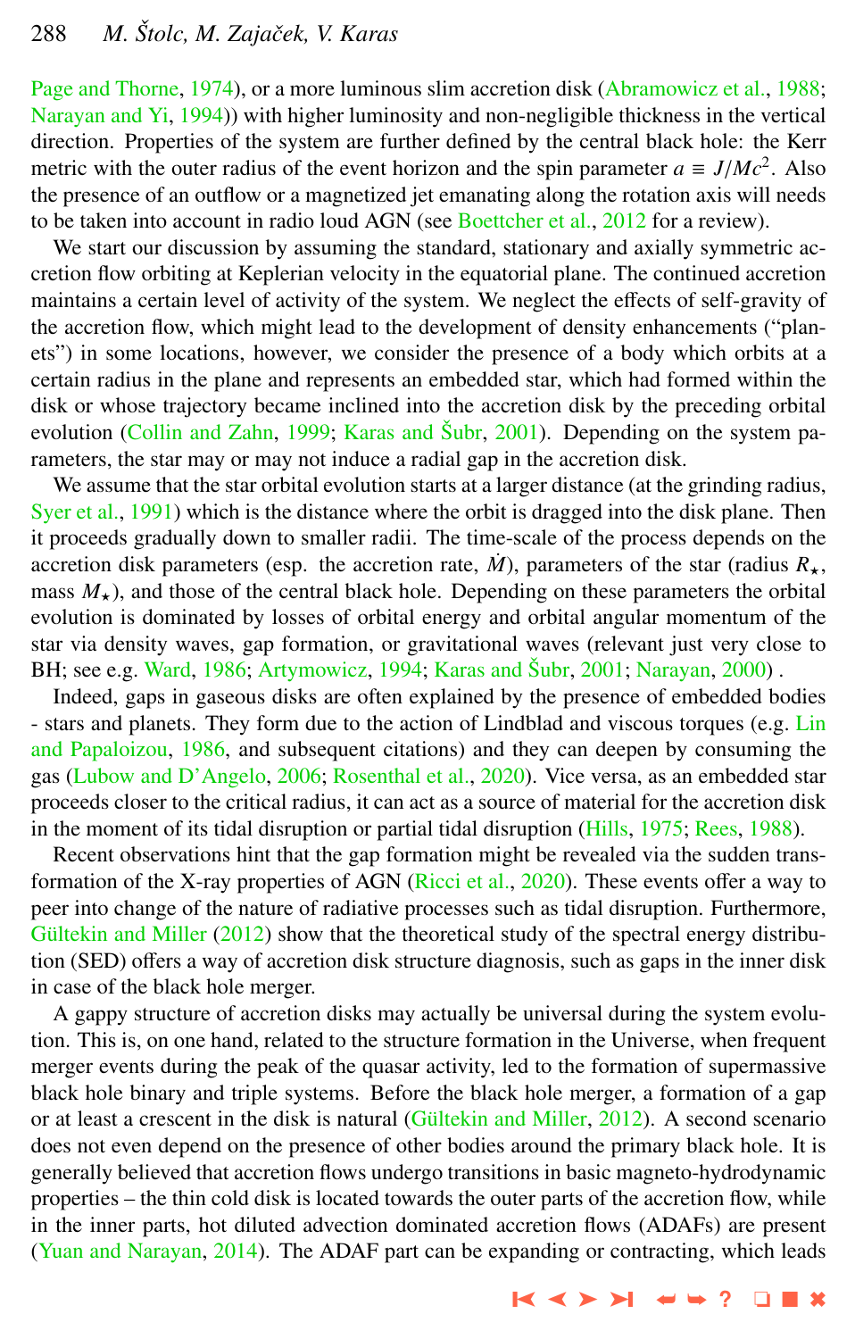Page and Thorne, 1974), or a more luminous slim accretion disk (Abramowicz et al., 1988; Narayan and Yi, 1994)) with higher luminosity and non-negligible thickness in the vertical direction. Properties of the system are further defined by the central black hole: the Kerr metric with the outer radius of the event horizon and the spin parameter $a \equiv J/Mc^2$. Also the presence of an outflow or a magnetized jet emanating along the rotation axis will needs to be taken into account in radio loud AGN (see Boettcher et al., 2012 for a review).

We start our discussion by assuming the standard, stationary and axially symmetric accretion flow orbiting at Keplerian velocity in the equatorial plane. The continued accretion maintains a certain level of activity of the system. We neglect the effects of self-gravity of the accretion flow, which might lead to the development of density enhancements ("planets") in some locations, however, we consider the presence of a body which orbits at a certain radius in the plane and represents an embedded star, which had formed within the disk or whose trajectory became inclined into the accretion disk by the preceding orbital evolution (Collin and Zahn, 1999; Karas and Šubr, 2001). Depending on the system parameters, the star may or may not induce a radial gap in the accretion disk.

We assume that the star orbital evolution starts at a larger distance (at the grinding radius, Syer et al., 1991) which is the distance where the orbit is dragged into the disk plane. Then it proceeds gradually down to smaller radii. The time-scale of the process depends on the accretion disk parameters (esp. the accretion rate, $\dot{M}$), parameters of the star (radius $R_\star$, mass $M_\star$), and those of the central black hole. Depending on these parameters the orbital evolution is dominated by losses of orbital energy and orbital angular momentum of the star via density waves, gap formation, or gravitational waves (relevant just very close to BH; see e.g. Ward, 1986; Artymowicz, 1994; Karas and Šubr, 2001; Narayan, 2000) .

Indeed, gaps in gaseous disks are often explained by the presence of embedded bodies - stars and planets. They form due to the action of Lindblad and viscous torques (e.g. Lin and Papaloizou, 1986, and subsequent citations) and they can deepen by consuming the gas (Lubow and D'Angelo, 2006; Rosenthal et al., 2020). Vice versa, as an embedded star proceeds closer to the critical radius, it can act as a source of material for the accretion disk in the moment of its tidal disruption or partial tidal disruption (Hills, 1975; Rees, 1988).

Recent observations hint that the gap formation might be revealed via the sudden transformation of the X-ray properties of AGN (Ricci et al., 2020). These events offer a way to peer into change of the nature of radiative processes such as tidal disruption. Furthermore, Gültekin and Miller (2012) show that the theoretical study of the spectral energy distribution (SED) offers a way of accretion disk structure diagnosis, such as gaps in the inner disk in case of the black hole merger.

A gappy structure of accretion disks may actually be universal during the system evolution. This is, on one hand, related to the structure formation in the Universe, when frequent merger events during the peak of the quasar activity, led to the formation of supermassive black hole binary and triple systems. Before the black hole merger, a formation of a gap or at least a crescent in the disk is natural (Gültekin and Miller, 2012). A second scenario does not even depend on the presence of other bodies around the primary black hole. It is generally believed that accretion flows undergo transitions in basic magneto-hydrodynamic properties – the thin cold disk is located towards the outer parts of the accretion flow, while in the inner parts, hot diluted advection dominated accretion flows (ADAFs) are present (Yuan and Narayan, 2014). The ADAF part can be expanding or contracting, which leads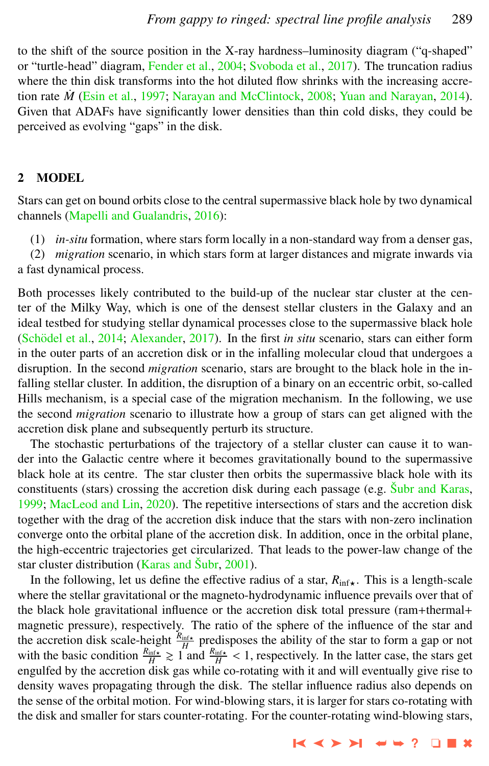to the shift of the source position in the X-ray hardness–luminosity diagram ("q-shaped" or "turtle-head" diagram, Fender et al., 2004; Svoboda et al., 2017). The truncation radius where the thin disk transforms into the hot diluted flow shrinks with the increasing accretion rate $\dot{M}$ (Esin et al., 1997; Narayan and McClintock, 2008; Yuan and Narayan, 2014). Given that ADAFs have significantly lower densities than thin cold disks, they could be perceived as evolving "gaps" in the disk.

## 2 MODEL

Stars can get on bound orbits close to the central supermassive black hole by two dynamical channels (Mapelli and Gualandris, 2016):

(1) *in-situ* formation, where stars form locally in a non-standard way from a denser gas,
(2) *migration* scenario, in which stars form at larger distances and migrate inwards via a fast dynamical process.

Both processes likely contributed to the build-up of the nuclear star cluster at the center of the Milky Way, which is one of the densest stellar clusters in the Galaxy and an ideal testbed for studying stellar dynamical processes close to the supermassive black hole (Schödel et al., 2014; Alexander, 2017). In the first *in situ* scenario, stars can either form in the outer parts of an accretion disk or in the infalling molecular cloud that undergoes a disruption. In the second *migration* scenario, stars are brought to the black hole in the infalling stellar cluster. In addition, the disruption of a binary on an eccentric orbit, so-called Hills mechanism, is a special case of the migration mechanism. In the following, we use the second *migration* scenario to illustrate how a group of stars can get aligned with the accretion disk plane and subsequently perturb its structure.

The stochastic perturbations of the trajectory of a stellar cluster can cause it to wander into the Galactic centre where it becomes gravitationally bound to the supermassive black hole at its centre. The star cluster then orbits the supermassive black hole with its constituents (stars) crossing the accretion disk during each passage (e.g. Šubr and Karas, 1999; MacLeod and Lin, 2020). The repetitive intersections of stars and the accretion disk together with the drag of the accretion disk induce that the stars with non-zero inclination converge onto the orbital plane of the accretion disk. In addition, once in the orbital plane, the high-eccentric trajectories get circularized. That leads to the power-law change of the star cluster distribution (Karas and Šubr, 2001).

In the following, let us define the effective radius of a star, $R_{\mathrm{inf}\star}$. This is a length-scale where the stellar gravitational or the magneto-hydrodynamic influence prevails over that of the black hole gravitational influence or the accretion disk total pressure (ram+thermal+ magnetic pressure), respectively. The ratio of the sphere of the influence of the star and the accretion disk scale-height $\frac{R_{\mathrm{inf}\star}}{H}$ predisposes the ability of the star to form a gap or not with the basic condition $\frac{R_{\mathrm{inf}\star}}{H} \gtrsim 1$ and $\frac{R_{\mathrm{inf}\star}}{H} < 1$, respectively. In the latter case, the stars get engulfed by the accretion disk gas while co-rotating with it and will eventually give rise to density waves propagating through the disk. The stellar influence radius also depends on the sense of the orbital motion. For wind-blowing stars, it is larger for stars co-rotating with the disk and smaller for stars counter-rotating. For the counter-rotating wind-blowing stars,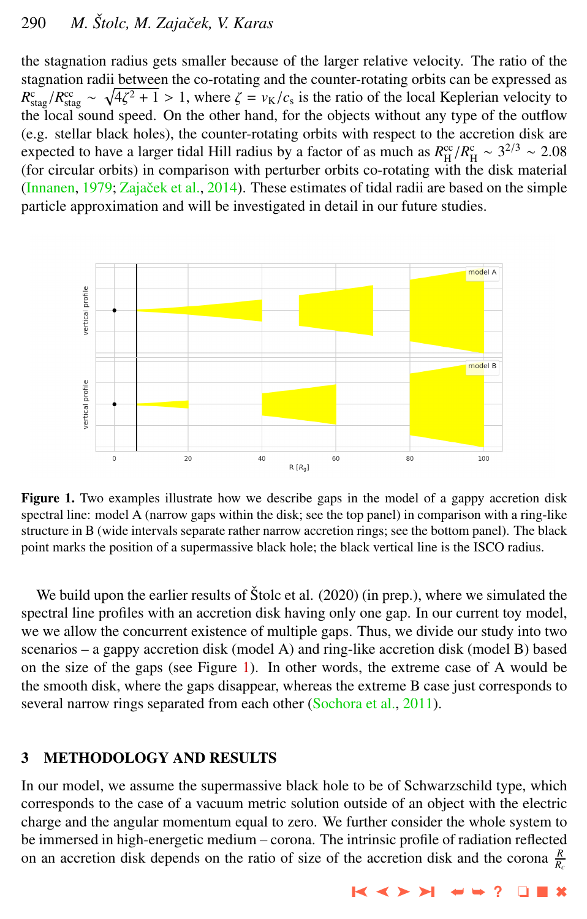the stagnation radius gets smaller because of the larger relative velocity. The ratio of the stagnation radii between the co-rotating and the counter-rotating orbits can be expressed as $R_{\rm stag}^{\rm c}/R_{\rm stag}^{\rm cc} \sim \sqrt{4\zeta^2+1} > 1$, where $\zeta = v_{\rm K}/c_{\rm s}$ is the ratio of the local Keplerian velocity to the local sound speed. On the other hand, for the objects without any type of the outflow (e.g. stellar black holes), the counter-rotating orbits with respect to the accretion disk are expected to have a larger tidal Hill radius by a factor of as much as $R_{\rm H}^{\rm cc}/R_{\rm H}^{\rm c} \sim 3^{2/3} \sim 2.08$ (for circular orbits) in comparison with perturber orbits co-rotating with the disk material (Innanen, 1979; Zajaček et al., 2014). These estimates of tidal radii are based on the simple particle approximation and will be investigated in detail in our future studies.

**Figure 1.** Two examples illustrate how we describe gaps in the model of a gappy accretion disk spectral line: model A (narrow gaps within the disk; see the top panel) in comparison with a ring-like structure in B (wide intervals separate rather narrow accretion rings; see the bottom panel). The black point marks the position of a supermassive black hole; the black vertical line is the ISCO radius.

We build upon the earlier results of Štolc et al. (2020) (in prep.), where we simulated the spectral line profiles with an accretion disk having only one gap. In our current toy model, we we allow the concurrent existence of multiple gaps. Thus, we divide our study into two scenarios – a gappy accretion disk (model A) and ring-like accretion disk (model B) based on the size of the gaps (see Figure 1). In other words, the extreme case of A would be the smooth disk, where the gaps disappear, whereas the extreme B case just corresponds to several narrow rings separated from each other (Sochora et al., 2011).

## 3 METHODOLOGY AND RESULTS

In our model, we assume the supermassive black hole to be of Schwarzschild type, which corresponds to the case of a vacuum metric solution outside of an object with the electric charge and the angular momentum equal to zero. We further consider the whole system to be immersed in high-energetic medium – corona. The intrinsic profile of radiation reflected on an accretion disk depends on the ratio of size of the accretion disk and the corona $\frac{R}{R_c}$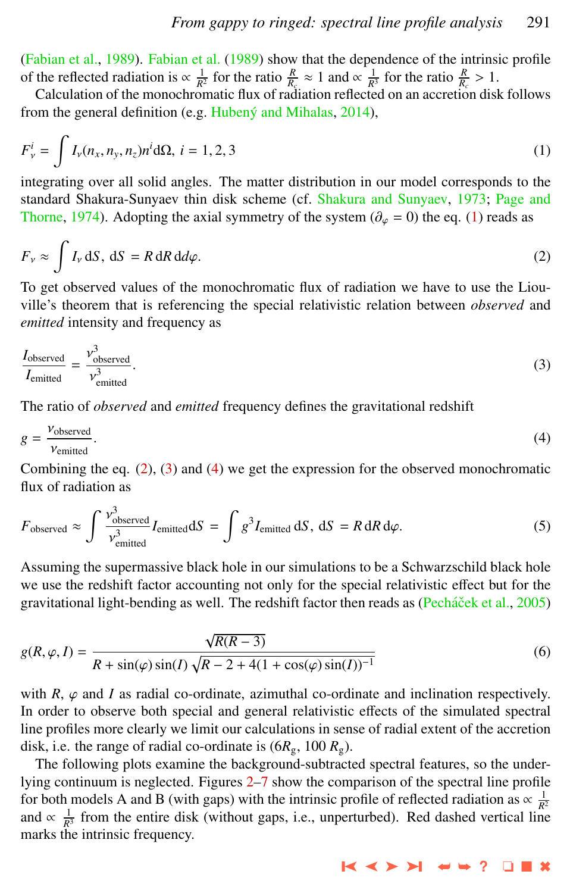(Fabian et al., 1989). Fabian et al. (1989) show that the dependence of the intrinsic profile of the reflected radiation is $\propto \frac{1}{R^2}$ for the ratio $\frac{R}{R_c} \approx 1$ and $\propto \frac{1}{R^3}$ for the ratio $\frac{R}{R_c} > 1$.

Calculation of the monochromatic flux of radiation reflected on an accretion disk follows from the general definition (e.g. Hubený and Mihalas, 2014),

$$F_\nu^i = \int I_\nu(n_x, n_y, n_z) n^i \mathrm{d}\Omega, \; i = 1, 2, 3 \tag{1}$$

integrating over all solid angles. The matter distribution in our model corresponds to the standard Shakura-Sunyaev thin disk scheme (cf. Shakura and Sunyaev, 1973; Page and Thorne, 1974). Adopting the axial symmetry of the system ($\partial_\varphi = 0$) the eq. (1) reads as

$$F_\nu \approx \int I_\nu \, \mathrm{d}S, \; \mathrm{d}S = R \, \mathrm{d}R \, \mathrm{d}\varphi. \tag{2}$$

To get observed values of the monochromatic flux of radiation we have to use the Liouville's theorem that is referencing the special relativistic relation between *observed* and *emitted* intensity and frequency as

$$\frac{I_{\text{observed}}}{I_{\text{emitted}}} = \frac{\nu^3_{\text{observed}}}{\nu^3_{\text{emitted}}}. \tag{3}$$

The ratio of *observed* and *emitted* frequency defines the gravitational redshift

$$g = \frac{\nu_{\text{observed}}}{\nu_{\text{emitted}}}. \tag{4}$$

Combining the eq. (2), (3) and (4) we get the expression for the observed monochromatic flux of radiation as

$$F_{\text{observed}} \approx \int \frac{\nu^3_{\text{observed}}}{\nu^3_{\text{emitted}}} I_{\text{emitted}} \mathrm{d}S = \int g^3 I_{\text{emitted}} \, \mathrm{d}S, \; \mathrm{d}S = R \, \mathrm{d}R \, \mathrm{d}\varphi. \tag{5}$$

Assuming the supermassive black hole in our simulations to be a Schwarzschild black hole we use the redshift factor accounting not only for the special relativistic effect but for the gravitational light-bending as well. The redshift factor then reads as (Pecháček et al., 2005)

$$g(R, \varphi, I) = \frac{\sqrt{R(R-3)}}{R + \sin(\varphi)\sin(I)\sqrt{R - 2 + 4(1 + \cos(\varphi)\sin(I))^{-1}}} \tag{6}$$

with $R$, $\varphi$ and $I$ as radial co-ordinate, azimuthal co-ordinate and inclination respectively. In order to observe both special and general relativistic effects of the simulated spectral line profiles more clearly we limit our calculations in sense of radial extent of the accretion disk, i.e. the range of radial co-ordinate is $(6R_\mathrm{g}, 100\,R_\mathrm{g})$.

The following plots examine the background-subtracted spectral features, so the underlying continuum is neglected. Figures 2–7 show the comparison of the spectral line profile for both models A and B (with gaps) with the intrinsic profile of reflected radiation as $\propto \frac{1}{R^2}$ and $\propto \frac{1}{R^3}$ from the entire disk (without gaps, i.e., unperturbed). Red dashed vertical line marks the intrinsic frequency.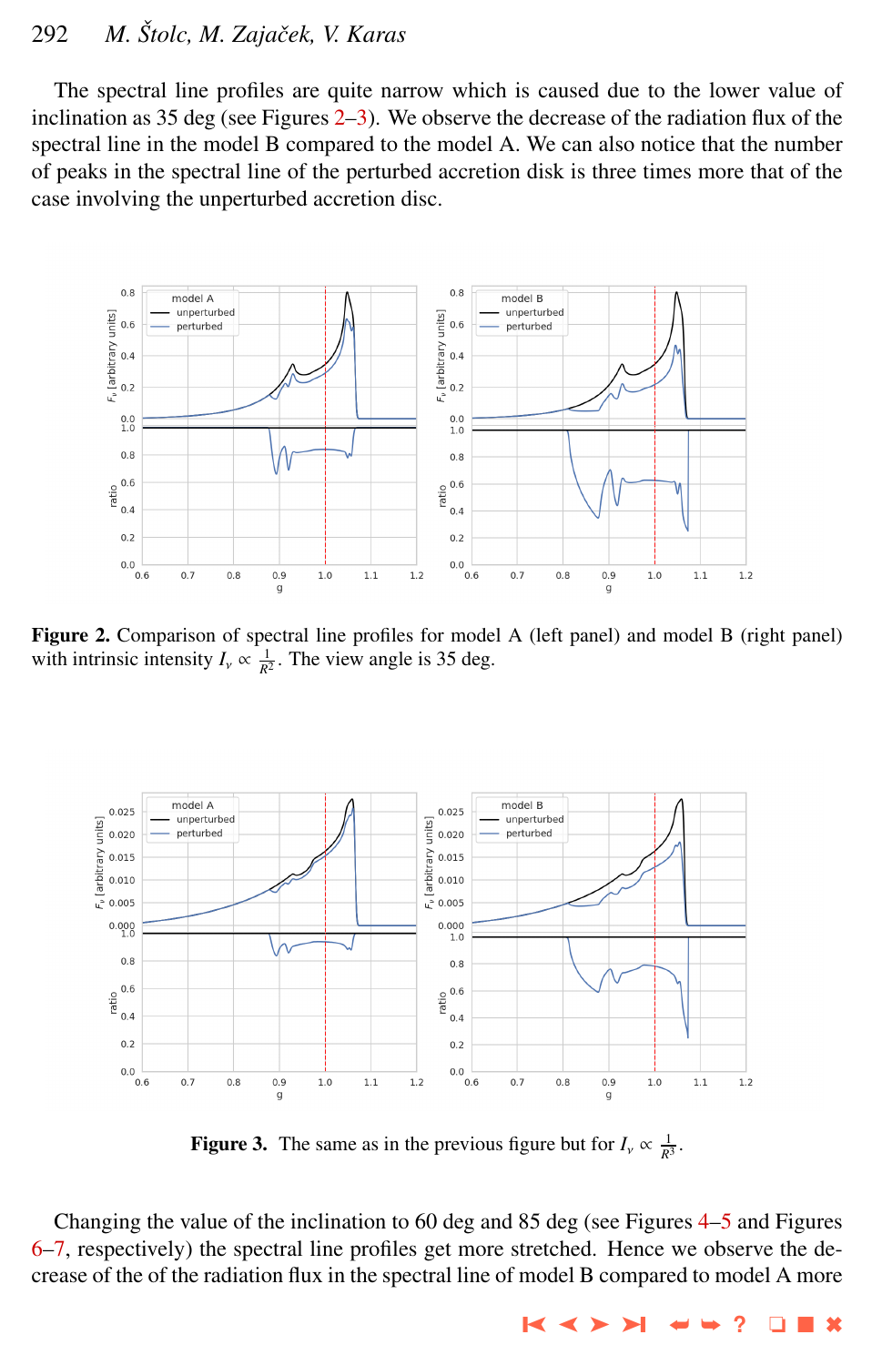The spectral line profiles are quite narrow which is caused due to the lower value of inclination as 35 deg (see Figures 2–3). We observe the decrease of the radiation flux of the spectral line in the model B compared to the model A. We can also notice that the number of peaks in the spectral line of the perturbed accretion disk is three times more that of the case involving the unperturbed accretion disc.

**Figure 2.** Comparison of spectral line profiles for model A (left panel) and model B (right panel) with intrinsic intensity $I_\nu \propto \frac{1}{R^2}$. The view angle is 35 deg.

**Figure 3.** The same as in the previous figure but for $I_\nu \propto \frac{1}{R^3}$.

Changing the value of the inclination to 60 deg and 85 deg (see Figures 4–5 and Figures 6–7, respectively) the spectral line profiles get more stretched. Hence we observe the decrease of the of the radiation flux in the spectral line of model B compared to model A more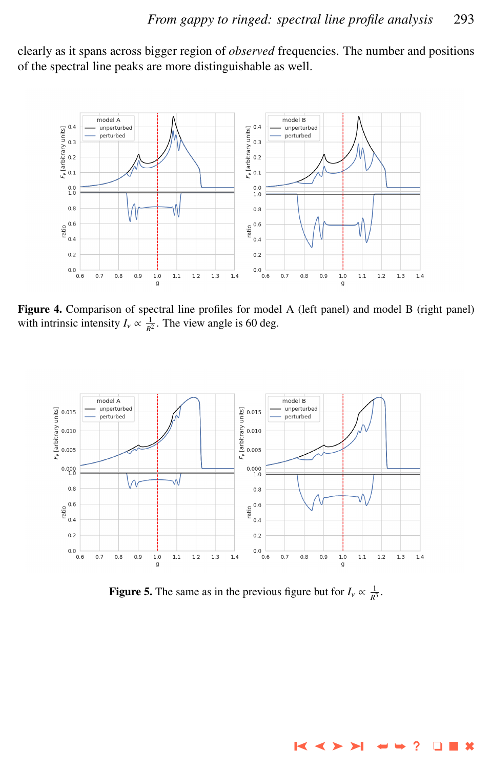clearly as it spans across bigger region of *observed* frequencies. The number and positions of the spectral line peaks are more distinguishable as well.

**Figure 4.** Comparison of spectral line profiles for model A (left panel) and model B (right panel) with intrinsic intensity $I_\nu \propto \frac{1}{R^2}$. The view angle is 60 deg.

**Figure 5.** The same as in the previous figure but for $I_\nu \propto \frac{1}{R^3}$.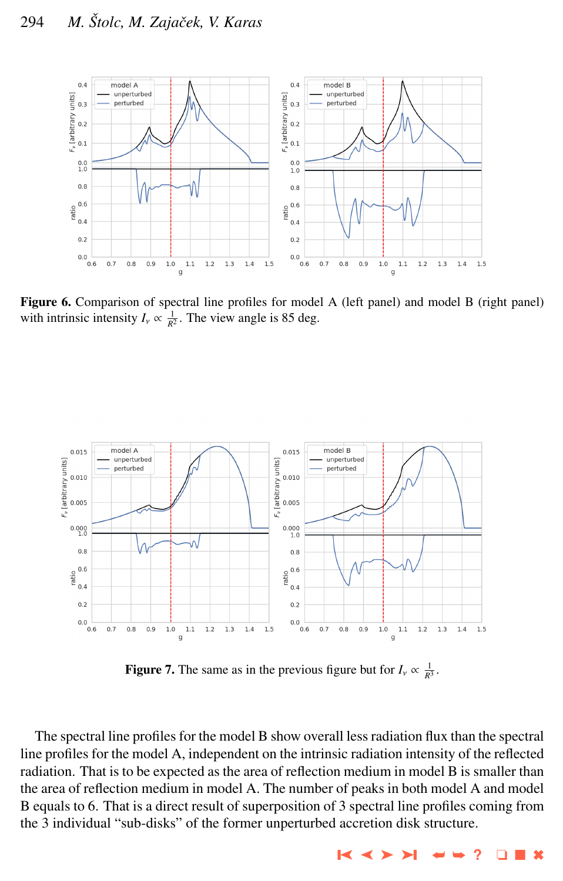**Figure 6.** Comparison of spectral line profiles for model A (left panel) and model B (right panel) with intrinsic intensity $I_\nu \propto \frac{1}{R^2}$. The view angle is 85 deg.

**Figure 7.** The same as in the previous figure but for $I_\nu \propto \frac{1}{R^3}$.

The spectral line profiles for the model B show overall less radiation flux than the spectral line profiles for the model A, independent on the intrinsic radiation intensity of the reflected radiation. That is to be expected as the area of reflection medium in model B is smaller than the area of reflection medium in model A. The number of peaks in both model A and model B equals to 6. That is a direct result of superposition of 3 spectral line profiles coming from the 3 individual "sub-disks" of the former unperturbed accretion disk structure.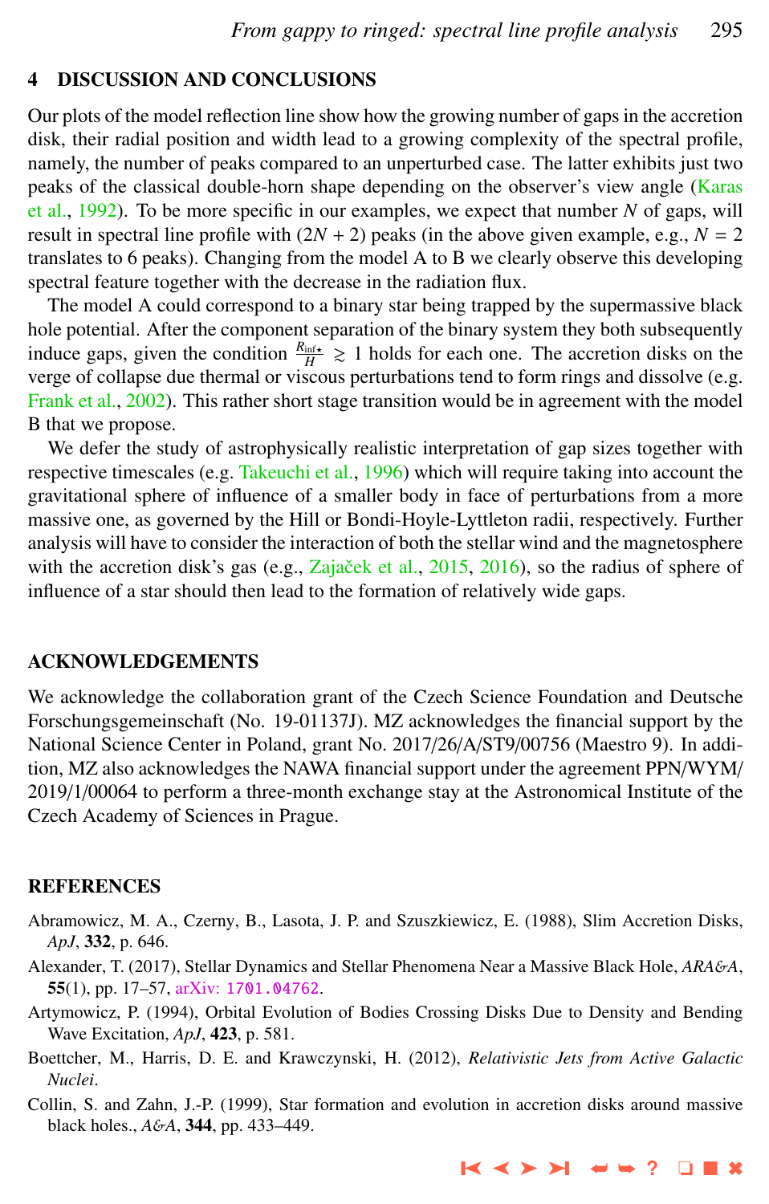## 4 DISCUSSION AND CONCLUSIONS

Our plots of the model reflection line show how the growing number of gaps in the accretion disk, their radial position and width lead to a growing complexity of the spectral profile, namely, the number of peaks compared to an unperturbed case. The latter exhibits just two peaks of the classical double-horn shape depending on the observer's view angle (Karas et al., 1992). To be more specific in our examples, we expect that number $N$ of gaps, will result in spectral line profile with $(2N + 2)$ peaks (in the above given example, e.g., $N = 2$ translates to 6 peaks). Changing from the model A to B we clearly observe this developing spectral feature together with the decrease in the radiation flux.

The model A could correspond to a binary star being trapped by the supermassive black hole potential. After the component separation of the binary system they both subsequently induce gaps, given the condition $\frac{R_{\mathrm{inf}\star}}{H} \gtrsim 1$ holds for each one. The accretion disks on the verge of collapse due thermal or viscous perturbations tend to form rings and dissolve (e.g. Frank et al., 2002). This rather short stage transition would be in agreement with the model B that we propose.

We defer the study of astrophysically realistic interpretation of gap sizes together with respective timescales (e.g. Takeuchi et al., 1996) which will require taking into account the gravitational sphere of influence of a smaller body in face of perturbations from a more massive one, as governed by the Hill or Bondi-Hoyle-Lyttleton radii, respectively. Further analysis will have to consider the interaction of both the stellar wind and the magnetosphere with the accretion disk's gas (e.g., Zajaček et al., 2015, 2016), so the radius of sphere of influence of a star should then lead to the formation of relatively wide gaps.

## ACKNOWLEDGEMENTS

We acknowledge the collaboration grant of the Czech Science Foundation and Deutsche Forschungsgemeinschaft (No. 19-01137J). MZ acknowledges the financial support by the National Science Center in Poland, grant No. 2017/26/A/ST9/00756 (Maestro 9). In addition, MZ also acknowledges the NAWA financial support under the agreement PPN/WYM/2019/1/00064 to perform a three-month exchange stay at the Astronomical Institute of the Czech Academy of Sciences in Prague.

## REFERENCES

Abramowicz, M. A., Czerny, B., Lasota, J. P. and Szuszkiewicz, E. (1988), Slim Accretion Disks, *ApJ*, **332**, p. 646.

Alexander, T. (2017), Stellar Dynamics and Stellar Phenomena Near a Massive Black Hole, *ARA&A*, **55**(1), pp. 17–57, arXiv: 1701.04762.

Artymowicz, P. (1994), Orbital Evolution of Bodies Crossing Disks Due to Density and Bending Wave Excitation, *ApJ*, **423**, p. 581.

Boettcher, M., Harris, D. E. and Krawczynski, H. (2012), *Relativistic Jets from Active Galactic Nuclei*.

Collin, S. and Zahn, J.-P. (1999), Star formation and evolution in accretion disks around massive black holes., *A&A*, **344**, pp. 433–449.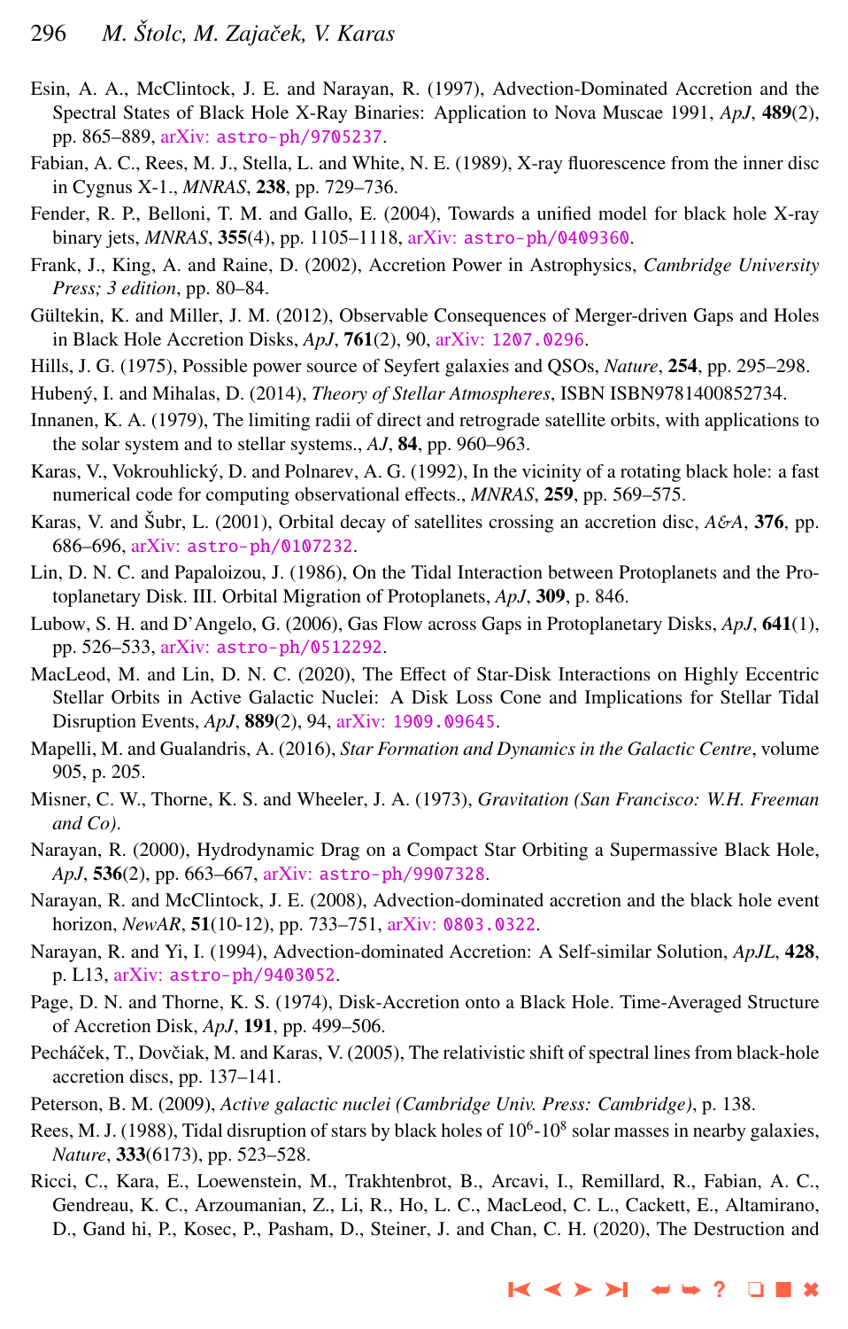Esin, A. A., McClintock, J. E. and Narayan, R. (1997), Advection-Dominated Accretion and the Spectral States of Black Hole X-Ray Binaries: Application to Nova Muscae 1991, *ApJ*, **489**(2), pp. 865–889, arXiv: astro-ph/9705237.

Fabian, A. C., Rees, M. J., Stella, L. and White, N. E. (1989), X-ray fluorescence from the inner disc in Cygnus X-1., *MNRAS*, **238**, pp. 729–736.

Fender, R. P., Belloni, T. M. and Gallo, E. (2004), Towards a unified model for black hole X-ray binary jets, *MNRAS*, **355**(4), pp. 1105–1118, arXiv: astro-ph/0409360.

Frank, J., King, A. and Raine, D. (2002), Accretion Power in Astrophysics, *Cambridge University Press; 3 edition*, pp. 80–84.

Gültekin, K. and Miller, J. M. (2012), Observable Consequences of Merger-driven Gaps and Holes in Black Hole Accretion Disks, *ApJ*, **761**(2), 90, arXiv: 1207.0296.

Hills, J. G. (1975), Possible power source of Seyfert galaxies and QSOs, *Nature*, **254**, pp. 295–298.

Hubený, I. and Mihalas, D. (2014), *Theory of Stellar Atmospheres*, ISBN ISBN9781400852734.

Innanen, K. A. (1979), The limiting radii of direct and retrograde satellite orbits, with applications to the solar system and to stellar systems., *AJ*, **84**, pp. 960–963.

Karas, V., Vokrouhlický, D. and Polnarev, A. G. (1992), In the vicinity of a rotating black hole: a fast numerical code for computing observational effects., *MNRAS*, **259**, pp. 569–575.

Karas, V. and Šubr, L. (2001), Orbital decay of satellites crossing an accretion disc, *A&A*, **376**, pp. 686–696, arXiv: astro-ph/0107232.

Lin, D. N. C. and Papaloizou, J. (1986), On the Tidal Interaction between Protoplanets and the Protoplanetary Disk. III. Orbital Migration of Protoplanets, *ApJ*, **309**, p. 846.

Lubow, S. H. and D'Angelo, G. (2006), Gas Flow across Gaps in Protoplanetary Disks, *ApJ*, **641**(1), pp. 526–533, arXiv: astro-ph/0512292.

MacLeod, M. and Lin, D. N. C. (2020), The Effect of Star-Disk Interactions on Highly Eccentric Stellar Orbits in Active Galactic Nuclei: A Disk Loss Cone and Implications for Stellar Tidal Disruption Events, *ApJ*, **889**(2), 94, arXiv: 1909.09645.

Mapelli, M. and Gualandris, A. (2016), *Star Formation and Dynamics in the Galactic Centre*, volume 905, p. 205.

Misner, C. W., Thorne, K. S. and Wheeler, J. A. (1973), *Gravitation (San Francisco: W.H. Freeman and Co)*.

Narayan, R. (2000), Hydrodynamic Drag on a Compact Star Orbiting a Supermassive Black Hole, *ApJ*, **536**(2), pp. 663–667, arXiv: astro-ph/9907328.

Narayan, R. and McClintock, J. E. (2008), Advection-dominated accretion and the black hole event horizon, *NewAR*, **51**(10-12), pp. 733–751, arXiv: 0803.0322.

Narayan, R. and Yi, I. (1994), Advection-dominated Accretion: A Self-similar Solution, *ApJL*, **428**, p. L13, arXiv: astro-ph/9403052.

Page, D. N. and Thorne, K. S. (1974), Disk-Accretion onto a Black Hole. Time-Averaged Structure of Accretion Disk, *ApJ*, **191**, pp. 499–506.

Pecháček, T., Dovčiak, M. and Karas, V. (2005), The relativistic shift of spectral lines from black-hole accretion discs, pp. 137–141.

Peterson, B. M. (2009), *Active galactic nuclei (Cambridge Univ. Press: Cambridge)*, p. 138.

Rees, M. J. (1988), Tidal disruption of stars by black holes of $10^6$-$10^8$ solar masses in nearby galaxies, *Nature*, **333**(6173), pp. 523–528.

Ricci, C., Kara, E., Loewenstein, M., Trakhtenbrot, B., Arcavi, I., Remillard, R., Fabian, A. C., Gendreau, K. C., Arzoumanian, Z., Li, R., Ho, L. C., MacLeod, C. L., Cackett, E., Altamirano, D., Gand hi, P., Kosec, P., Pasham, D., Steiner, J. and Chan, C. H. (2020), The Destruction and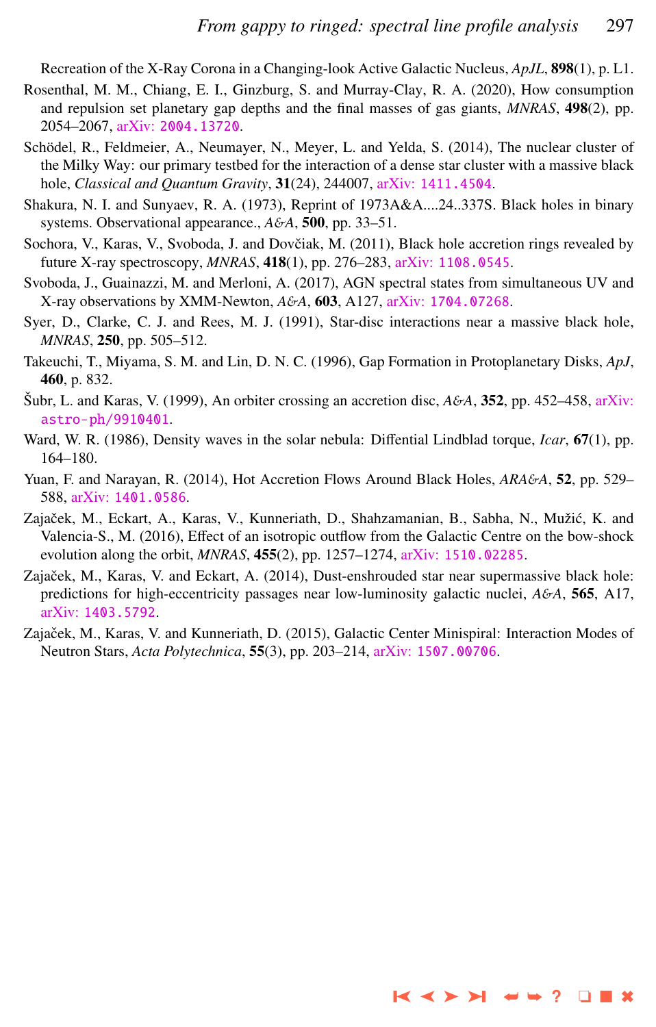Recreation of the X-Ray Corona in a Changing-look Active Galactic Nucleus, *ApJL*, **898**(1), p. L1.

Rosenthal, M. M., Chiang, E. I., Ginzburg, S. and Murray-Clay, R. A. (2020), How consumption and repulsion set planetary gap depths and the final masses of gas giants, *MNRAS*, **498**(2), pp. 2054–2067, arXiv: 2004.13720.

Schödel, R., Feldmeier, A., Neumayer, N., Meyer, L. and Yelda, S. (2014), The nuclear cluster of the Milky Way: our primary testbed for the interaction of a dense star cluster with a massive black hole, *Classical and Quantum Gravity*, **31**(24), 244007, arXiv: 1411.4504.

Shakura, N. I. and Sunyaev, R. A. (1973), Reprint of 1973A&A....24..337S. Black holes in binary systems. Observational appearance., *A&A*, **500**, pp. 33–51.

Sochora, V., Karas, V., Svoboda, J. and Dovčiak, M. (2011), Black hole accretion rings revealed by future X-ray spectroscopy, *MNRAS*, **418**(1), pp. 276–283, arXiv: 1108.0545.

Svoboda, J., Guainazzi, M. and Merloni, A. (2017), AGN spectral states from simultaneous UV and X-ray observations by XMM-Newton, *A&A*, **603**, A127, arXiv: 1704.07268.

Syer, D., Clarke, C. J. and Rees, M. J. (1991), Star-disc interactions near a massive black hole, *MNRAS*, **250**, pp. 505–512.

Takeuchi, T., Miyama, S. M. and Lin, D. N. C. (1996), Gap Formation in Protoplanetary Disks, *ApJ*, **460**, p. 832.

Šubr, L. and Karas, V. (1999), An orbiter crossing an accretion disc, *A&A*, **352**, pp. 452–458, arXiv: astro-ph/9910401.

Ward, W. R. (1986), Density waves in the solar nebula: Diffential Lindblad torque, *Icar*, **67**(1), pp. 164–180.

Yuan, F. and Narayan, R. (2014), Hot Accretion Flows Around Black Holes, *ARA&A*, **52**, pp. 529–588, arXiv: 1401.0586.

Zajaček, M., Eckart, A., Karas, V., Kunneriath, D., Shahzamanian, B., Sabha, N., Mužić, K. and Valencia-S., M. (2016), Effect of an isotropic outflow from the Galactic Centre on the bow-shock evolution along the orbit, *MNRAS*, **455**(2), pp. 1257–1274, arXiv: 1510.02285.

Zajaček, M., Karas, V. and Eckart, A. (2014), Dust-enshrouded star near supermassive black hole: predictions for high-eccentricity passages near low-luminosity galactic nuclei, *A&A*, **565**, A17, arXiv: 1403.5792.

Zajaček, M., Karas, V. and Kunneriath, D. (2015), Galactic Center Minispiral: Interaction Modes of Neutron Stars, *Acta Polytechnica*, **55**(3), pp. 203–214, arXiv: 1507.00706.